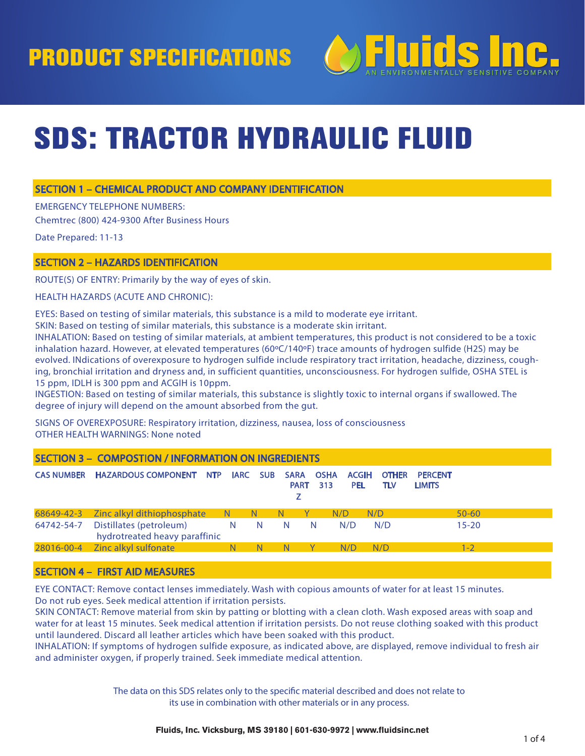PRODUCT SPECIFICATIONS

Fluids Inc.
AN ENVIRONMENTALLY SENSITIVE COMPANY

# SDS: TRACTOR HYDRAULIC FLUID

## SECTION 1 – CHEMICAL PRODUCT AND COMPANY IDENTIFICATION

EMERGENCY TELEPHONE NUMBERS:
Chemtrec (800) 424-9300 After Business Hours

Date Prepared: 11-13

## SECTION 2 – HAZARDS IDENTIFICATION

ROUTE(S) OF ENTRY: Primarily by the way of eyes of skin.

HEALTH HAZARDS (ACUTE AND CHRONIC):

EYES: Based on testing of similar materials, this substance is a mild to moderate eye irritant.
SKIN: Based on testing of similar materials, this substance is a moderate skin irritant.
INHALATION: Based on testing of similar materials, at ambient temperatures, this product is not considered to be a toxic inhalation hazard. However, at elevated temperatures (60ºC/140ºF) trace amounts of hydrogen sulfide (H2S) may be evolved. INdications of overexposure to hydrogen sulfide include respiratory tract irritation, headache, dizziness, coughing, bronchial irritation and dryness and, in sufficient quantities, unconsciousness. For hydrogen sulfide, OSHA STEL is 15 ppm, IDLH is 300 ppm and ACGIH is 10ppm.
INGESTION: Based on testing of similar materials, this substance is slightly toxic to internal organs if swallowed. The degree of injury will depend on the amount absorbed from the gut.

SIGNS OF OVEREXPOSURE: Respiratory irritation, dizziness, nausea, loss of consciousness
OTHER HEALTH WARNINGS: None noted

## SECTION 3 – COMPOSTION / INFORMATION ON INGREDIENTS

| CAS NUMBER | HAZARDOUS COMPONENT | NTP | IARC | SUB | SARA PART Z | OSHA 313 | ACGIH PEL | OTHER TLV | PERCENT LIMITS |
|---|---|---|---|---|---|---|---|---|---|
| 68649-42-3 | Zinc alkyl dithiophosphate | N | N | N | Y | N/D | N/D | | 50-60 |
| 64742-54-7 | Distillates (petroleum) hydrotreated heavy paraffinic | N | N | N | N | N/D | N/D | | 15-20 |
| 28016-00-4 | Zinc alkyl sulfonate | N | N | N | Y | N/D | N/D | | 1-2 |

## SECTION 4 – FIRST AID MEASURES

EYE CONTACT: Remove contact lenses immediately. Wash with copious amounts of water for at least 15 minutes. Do not rub eyes. Seek medical attention if irritation persists.
SKIN CONTACT: Remove material from skin by patting or blotting with a clean cloth. Wash exposed areas with soap and water for at least 15 minutes. Seek medical attention if irritation persists. Do not reuse clothing soaked with this product until laundered. Discard all leather articles which have been soaked with this product.
INHALATION: If symptoms of hydrogen sulfide exposure, as indicated above, are displayed, remove individual to fresh air and administer oxygen, if properly trained. Seek immediate medical attention.

The data on this SDS relates only to the specific material described and does not relate to its use in combination with other materials or in any process.

**Fluids, Inc. Vicksburg, MS 39180 | 601-630-9972 | www.fluidsinc.net**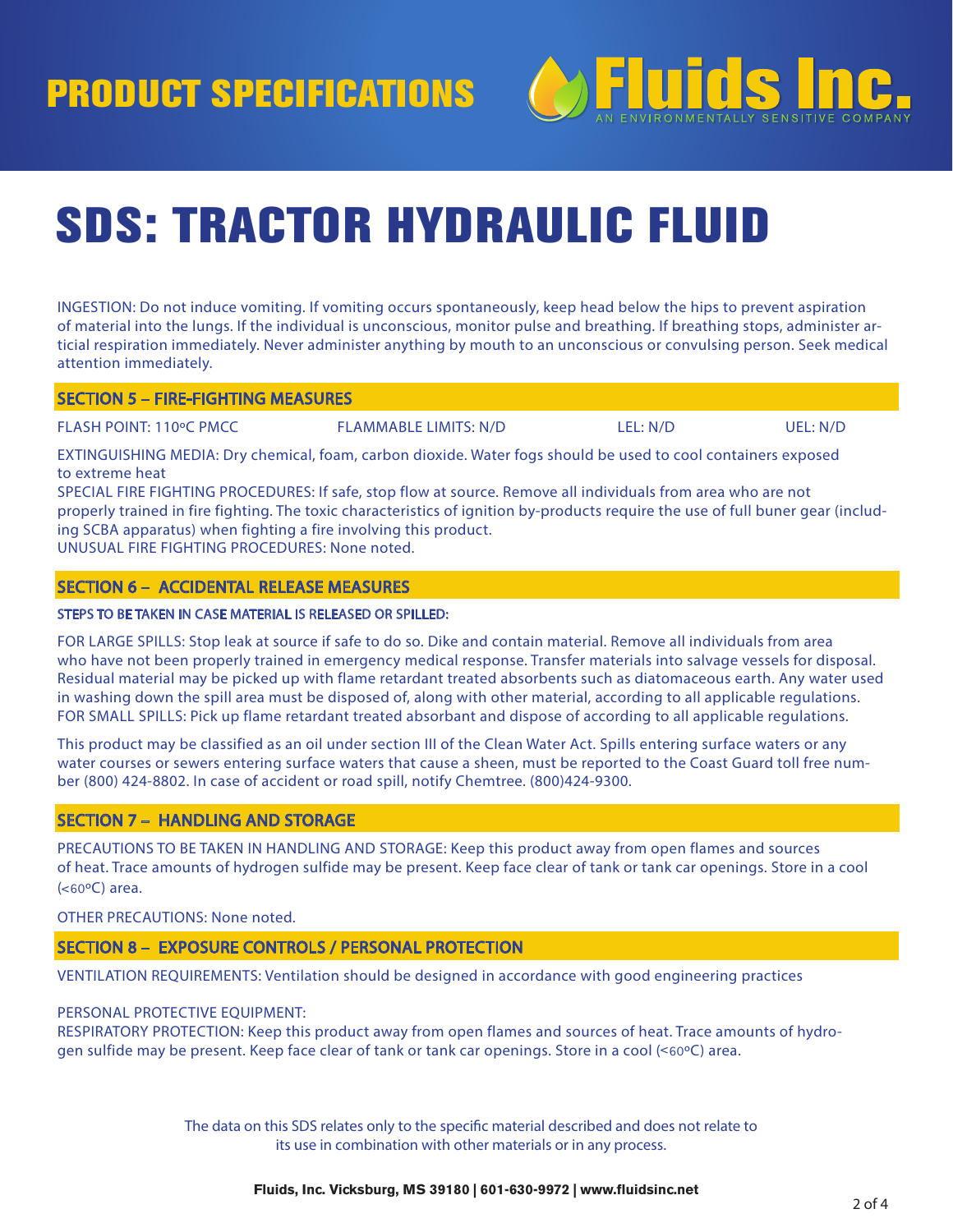# SDS: TRACTOR HYDRAULIC FLUID

INGESTION: Do not induce vomiting. If vomiting occurs spontaneously, keep head below the hips to prevent aspiration of material into the lungs. If the individual is unconscious, monitor pulse and breathing. If breathing stops, administer articial respiration immediately. Never administer anything by mouth to an unconscious or convulsing person. Seek medical attention immediately.

## SECTION 5 – FIRE-FIGHTING MEASURES

FLASH POINT: 110ºC PMCC FLAMMABLE LIMITS: N/D LEL: N/D UEL: N/D

EXTINGUISHING MEDIA: Dry chemical, foam, carbon dioxide. Water fogs should be used to cool containers exposed to extreme heat

SPECIAL FIRE FIGHTING PROCEDURES: If safe, stop flow at source. Remove all individuals from area who are not properly trained in fire fighting. The toxic characteristics of ignition by-products require the use of full buner gear (including SCBA apparatus) when fighting a fire involving this product.

UNUSUAL FIRE FIGHTING PROCEDURES: None noted.

## SECTION 6 – ACCIDENTAL RELEASE MEASURES

STEPS TO BE TAKEN IN CASE MATERIAL IS RELEASED OR SPILLED:

FOR LARGE SPILLS: Stop leak at source if safe to do so. Dike and contain material. Remove all individuals from area who have not been properly trained in emergency medical response. Transfer materials into salvage vessels for disposal. Residual material may be picked up with flame retardant treated absorbents such as diatomaceous earth. Any water used in washing down the spill area must be disposed of, along with other material, according to all applicable regulations.

FOR SMALL SPILLS: Pick up flame retardant treated absorbant and dispose of according to all applicable regulations.

This product may be classified as an oil under section III of the Clean Water Act. Spills entering surface waters or any water courses or sewers entering surface waters that cause a sheen, must be reported to the Coast Guard toll free number (800) 424-8802. In case of accident or road spill, notify Chemtree. (800)424-9300.

## SECTION 7 – HANDLING AND STORAGE

PRECAUTIONS TO BE TAKEN IN HANDLING AND STORAGE: Keep this product away from open flames and sources of heat. Trace amounts of hydrogen sulfide may be present. Keep face clear of tank or tank car openings. Store in a cool (<60ºC) area.

OTHER PRECAUTIONS: None noted.

## SECTION 8 – EXPOSURE CONTROLS / PERSONAL PROTECTION

VENTILATION REQUIREMENTS: Ventilation should be designed in accordance with good engineering practices

PERSONAL PROTECTIVE EQUIPMENT:

RESPIRATORY PROTECTION: Keep this product away from open flames and sources of heat. Trace amounts of hydrogen sulfide may be present. Keep face clear of tank or tank car openings. Store in a cool (<60ºC) area.

The data on this SDS relates only to the specific material described and does not relate to its use in combination with other materials or in any process.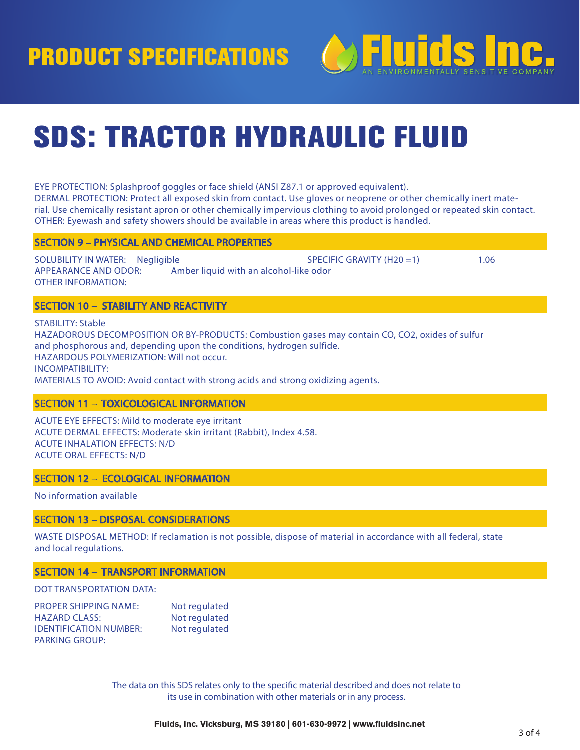# SDS: TRACTOR HYDRAULIC FLUID

EYE PROTECTION: Splashproof goggles or face shield (ANSI Z87.1 or approved equivalent).
DERMAL PROTECTION: Protect all exposed skin from contact. Use gloves or neoprene or other chemically inert material. Use chemically resistant apron or other chemically impervious clothing to avoid prolonged or repeated skin contact.
OTHER: Eyewash and safety showers should be available in areas where this product is handled.

## SECTION 9 – PHYSICAL AND CHEMICAL PROPERTIES

SOLUBILITY IN WATER: Negligible
SPECIFIC GRAVITY ($H_2O$ =1) 1.06
APPEARANCE AND ODOR: Amber liquid with an alcohol-like odor
OTHER INFORMATION:

## SECTION 10 – STABILITY AND REACTIVITY

STABILITY: Stable
HAZADOROUS DECOMPOSITION OR BY-PRODUCTS: Combustion gases may contain CO, $CO_2$, oxides of sulfur and phosphorous and, depending upon the conditions, hydrogen sulfide.
HAZARDOUS POLYMERIZATION: Will not occur.
INCOMPATIBILITY:
MATERIALS TO AVOID: Avoid contact with strong acids and strong oxidizing agents.

## SECTION 11 – TOXICOLOGICAL INFORMATION

ACUTE EYE EFFECTS: Mild to moderate eye irritant
ACUTE DERMAL EFFECTS: Moderate skin irritant (Rabbit), Index 4.58.
ACUTE INHALATION EFFECTS: N/D
ACUTE ORAL EFFECTS: N/D

## SECTION 12 – ECOLOGICAL INFORMATION

No information available

## SECTION 13 – DISPOSAL CONSIDERATIONS

WASTE DISPOSAL METHOD: If reclamation is not possible, dispose of material in accordance with all federal, state and local regulations.

## SECTION 14 – TRANSPORT INFORMATION

DOT TRANSPORTATION DATA:

PROPER SHIPPING NAME: Not regulated
HAZARD CLASS: Not regulated
IDENTIFICATION NUMBER: Not regulated
PARKING GROUP:

The data on this SDS relates only to the specific material described and does not relate to its use in combination with other materials or in any process.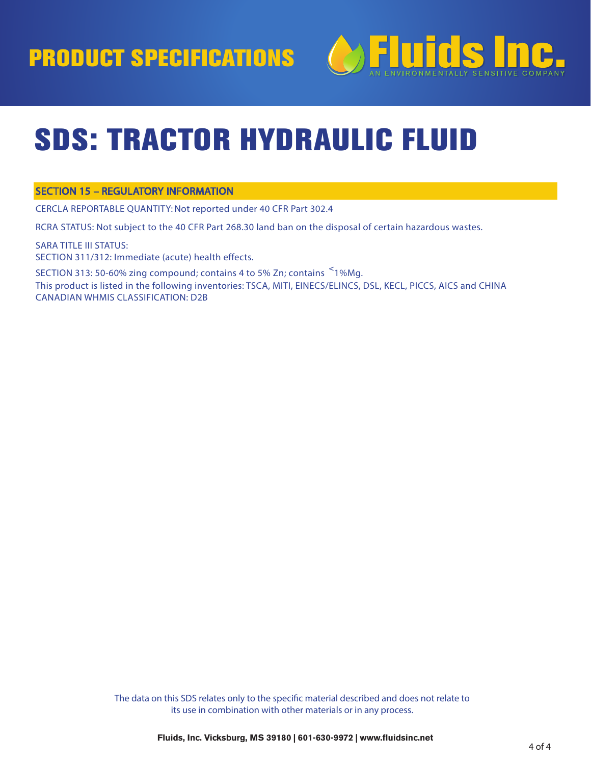# SDS: TRACTOR HYDRAULIC FLUID

## SECTION 15 – REGULATORY INFORMATION

CERCLA REPORTABLE QUANTITY: Not reported under 40 CFR Part 302.4

RCRA STATUS: Not subject to the 40 CFR Part 268.30 land ban on the disposal of certain hazardous wastes.

SARA TITLE III STATUS:
SECTION 311/312: Immediate (acute) health effects.

SECTION 313: 50-60% zing compound; contains 4 to 5% Zn; contains <1%Mg.
This product is listed in the following inventories: TSCA, MITI, EINECS/ELINCS, DSL, KECL, PICCS, AICS and CHINA
CANADIAN WHMIS CLASSIFICATION: D2B

The data on this SDS relates only to the specific material described and does not relate to its use in combination with other materials or in any process.

**Fluids, Inc. Vicksburg, MS 39180 | 601-630-9972 | www.fluidsinc.net**